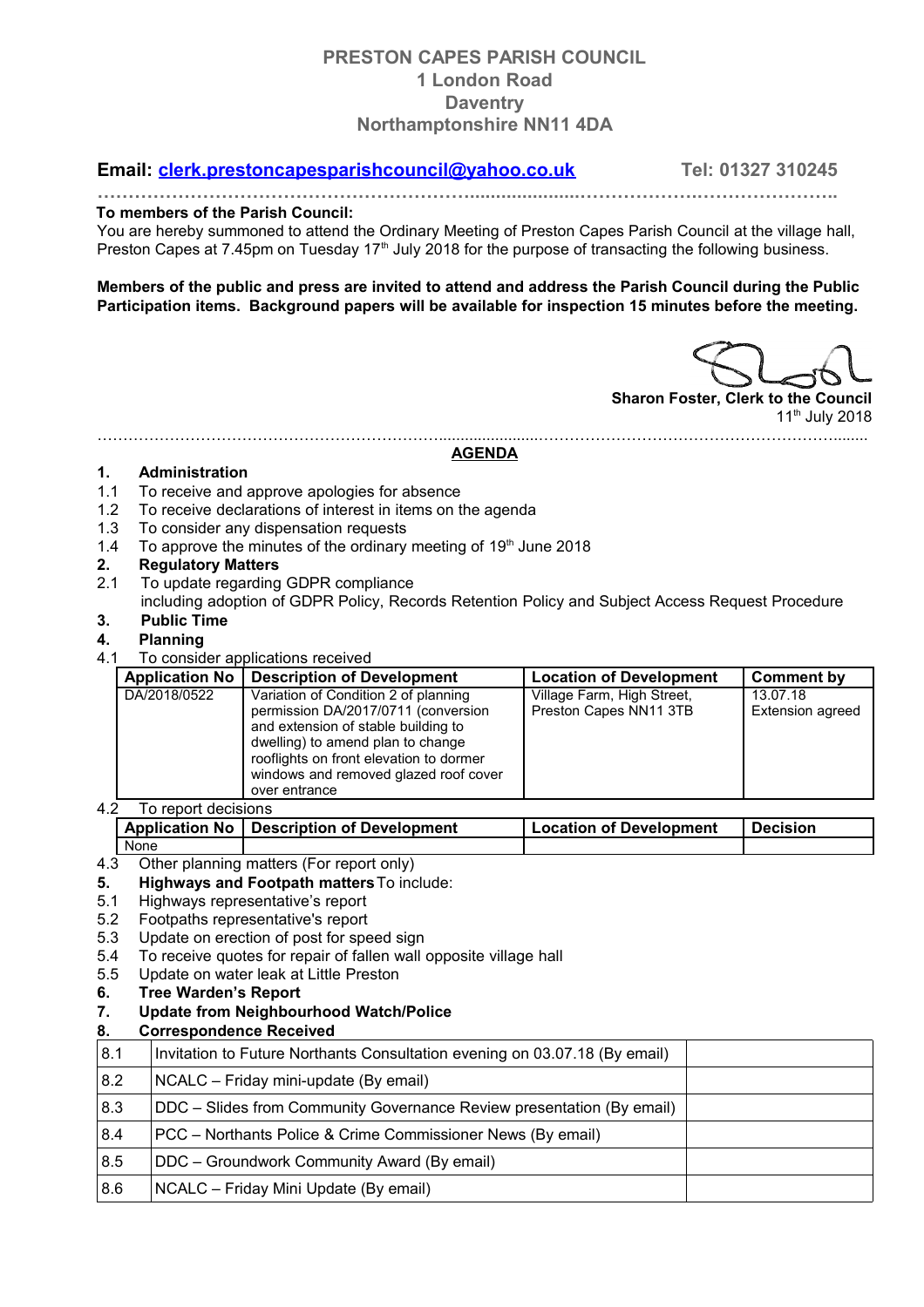# PRESTON CAPES PARISH COUNCIL
**1 London Road**
**Daventry**
**Northamptonshire NN11 4DA**

**Email: clerk.prestoncapesparishcouncil@yahoo.co.uk** **Tel: 01327 310245**

**To members of the Parish Council:**

You are hereby summoned to attend the Ordinary Meeting of Preston Capes Parish Council at the village hall, Preston Capes at 7.45pm on Tuesday 17th July 2018 for the purpose of transacting the following business.

**Members of the public and press are invited to attend and address the Parish Council during the Public Participation items. Background papers will be available for inspection 15 minutes before the meeting.**

**Sharon Foster, Clerk to the Council**
11th July 2018

## AGENDA

**1. Administration**

1.1 To receive and approve apologies for absence
1.2 To receive declarations of interest in items on the agenda
1.3 To consider any dispensation requests
1.4 To approve the minutes of the ordinary meeting of 19th June 2018

**2. Regulatory Matters**

2.1 To update regarding GDPR compliance including adoption of GDPR Policy, Records Retention Policy and Subject Access Request Procedure

**3. Public Time**

**4. Planning**

4.1 To consider applications received

| Application No | Description of Development | Location of Development | Comment by |
|---|---|---|---|
| DA/2018/0522 | Variation of Condition 2 of planning permission DA/2017/0711 (conversion and extension of stable building to dwelling) to amend plan to change rooflights on front elevation to dormer windows and removed glazed roof cover over entrance | Village Farm, High Street, Preston Capes NN11 3TB | 13.07.18 Extension agreed |

4.2 To report decisions

| Application No | Description of Development | Location of Development | Decision |
|---|---|---|---|
| None | | | |

4.3 Other planning matters (For report only)

**5. Highways and Footpath matters** To include:

5.1 Highways representative's report
5.2 Footpaths representative's report
5.3 Update on erection of post for speed sign
5.4 To receive quotes for repair of fallen wall opposite village hall
5.5 Update on water leak at Little Preston

**6. Tree Warden's Report**

**7. Update from Neighbourhood Watch/Police**

**8. Correspondence Received**

| | | |
|---|---|---|
| 8.1 | Invitation to Future Northants Consultation evening on 03.07.18 (By email) | |
| 8.2 | NCALC – Friday mini-update (By email) | |
| 8.3 | DDC – Slides from Community Governance Review presentation (By email) | |
| 8.4 | PCC – Northants Police & Crime Commissioner News (By email) | |
| 8.5 | DDC – Groundwork Community Award (By email) | |
| 8.6 | NCALC – Friday Mini Update (By email) | |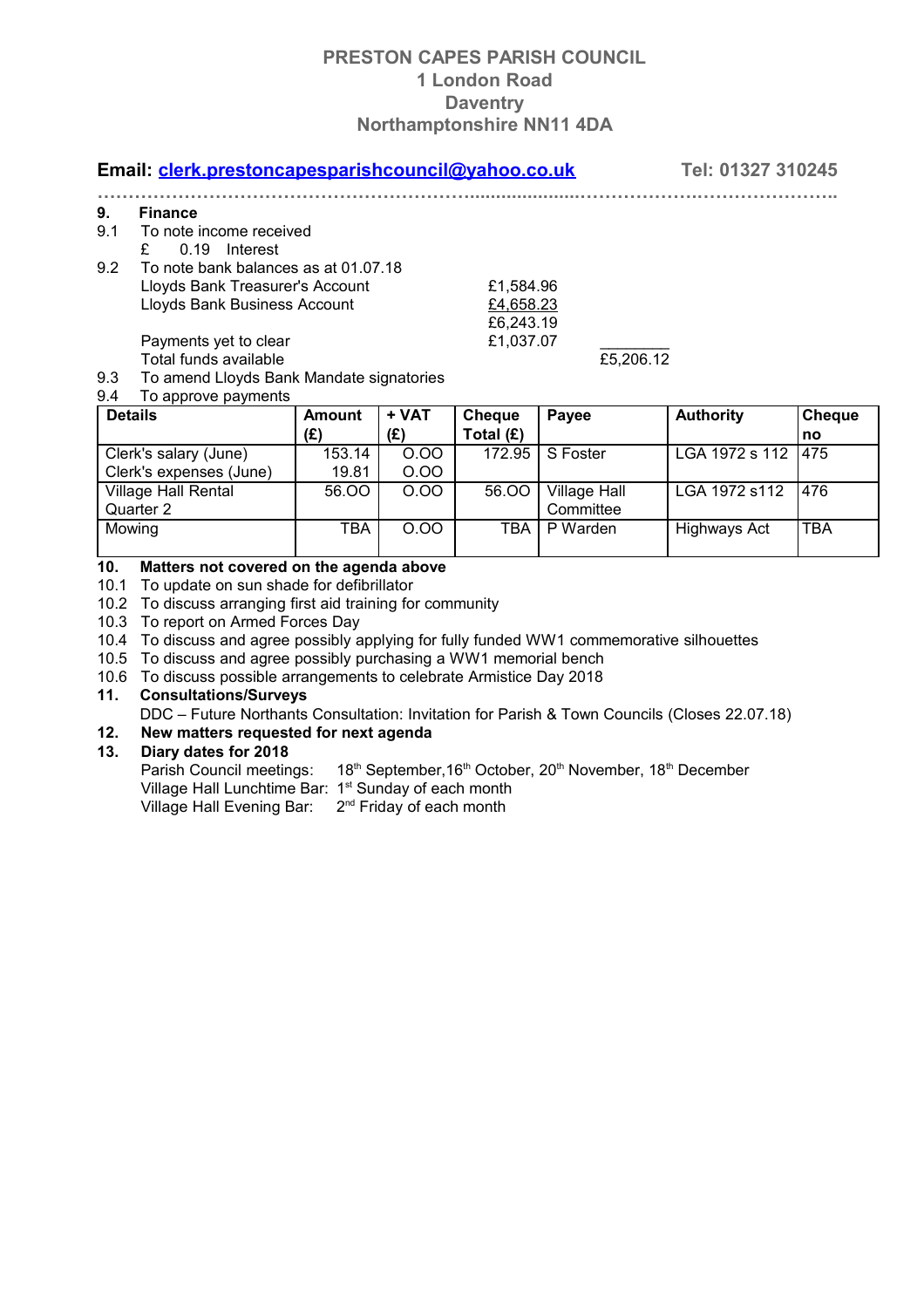**PRESTON CAPES PARISH COUNCIL**
**1 London Road**
**Daventry**
**Northamptonshire NN11 4DA**

**Email: clerk.prestoncapesparishcouncil@yahoo.co.uk** **Tel: 01327 310245**

........................................................................................................................................

**9. Finance**

9.1 To note income received

£ 0.19 Interest

9.2 To note bank balances as at 01.07.18

| | | |
|---|---|---|
| Lloyds Bank Treasurer's Account | £1,584.96 | |
| Lloyds Bank Business Account | £4,658.23 | |
| | £6,243.19 | |
| Payments yet to clear | £1,037.07 | |
| Total funds available | | £5,206.12 |

9.3 To amend Lloyds Bank Mandate signatories

9.4 To approve payments

| Details | Amount (£) | + VAT (£) | Cheque Total (£) | Payee | Authority | Cheque no |
|---|---|---|---|---|---|---|
| Clerk's salary (June)<br>Clerk's expenses (June) | 153.14<br>19.81 | O.OO<br>O.OO | 172.95 | S Foster | LGA 1972 s 112 | 475 |
| Village Hall Rental Quarter 2 | 56.OO | O.OO | 56.OO | Village Hall Committee | LGA 1972 s112 | 476 |
| Mowing | TBA | O.OO | TBA | P Warden | Highways Act | TBA |

**10. Matters not covered on the agenda above**

10.1 To update on sun shade for defibrillator

10.2 To discuss arranging first aid training for community

10.3 To report on Armed Forces Day

10.4 To discuss and agree possibly applying for fully funded WW1 commemorative silhouettes

10.5 To discuss and agree possibly purchasing a WW1 memorial bench

10.6 To discuss possible arrangements to celebrate Armistice Day 2018

**11. Consultations/Surveys**

DDC – Future Northants Consultation: Invitation for Parish & Town Councils (Closes 22.07.18)

**12. New matters requested for next agenda**

**13. Diary dates for 2018**

Parish Council meetings: 18th September, 16th October, 20th November, 18th December

Village Hall Lunchtime Bar: 1st Sunday of each month

Village Hall Evening Bar: 2nd Friday of each month